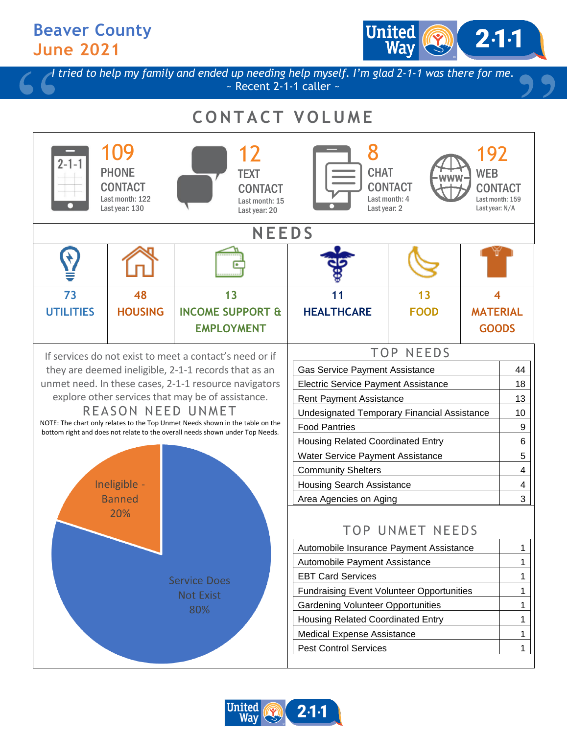# Beaver County
## June 2021

United Way 2·1·1

*I tried to help my family and ended up needing help myself. I'm glad 2-1-1 was there for me.*
~ Recent 2-1-1 caller ~

## CONTACT VOLUME

| | | | |
|---|---|---|---|
| **109** PHONE CONTACT<br>Last month: 122<br>Last year: 130 | **12** TEXT CONTACT<br>Last month: 15<br>Last year: 20 | **8** CHAT CONTACT<br>Last month: 4<br>Last year: 2 | **192** WEB CONTACT<br>Last month: 159<br>Last year: N/A |

## NEEDS

| 73 | 48 | 13 | 11 | 13 | 4 |
|---|---|---|---|---|---|
| UTILITIES | HOUSING | INCOME SUPPORT & EMPLOYMENT | HEALTHCARE | FOOD | MATERIAL GOODS |

If services do not exist to meet a contact's need or if they are deemed ineligible, 2-1-1 records that as an unmet need. In these cases, 2-1-1 resource navigators explore other services that may be of assistance.

### REASON NEED UNMET

NOTE: The chart only relates to the Top Unmet Needs shown in the table on the bottom right and does not relate to the overall needs shown under Top Needs.

- Ineligible - Banned: 20%
- Service Does Not Exist: 80%

### TOP NEEDS

| Need | Count |
|---|---|
| Gas Service Payment Assistance | 44 |
| Electric Service Payment Assistance | 18 |
| Rent Payment Assistance | 13 |
| Undesignated Temporary Financial Assistance | 10 |
| Food Pantries | 9 |
| Housing Related Coordinated Entry | 6 |
| Water Service Payment Assistance | 5 |
| Community Shelters | 4 |
| Housing Search Assistance | 4 |
| Area Agencies on Aging | 3 |

### TOP UNMET NEEDS

| Need | Count |
|---|---|
| Automobile Insurance Payment Assistance | 1 |
| Automobile Payment Assistance | 1 |
| EBT Card Services | 1 |
| Fundraising Event Volunteer Opportunities | 1 |
| Gardening Volunteer Opportunities | 1 |
| Housing Related Coordinated Entry | 1 |
| Medical Expense Assistance | 1 |
| Pest Control Services | 1 |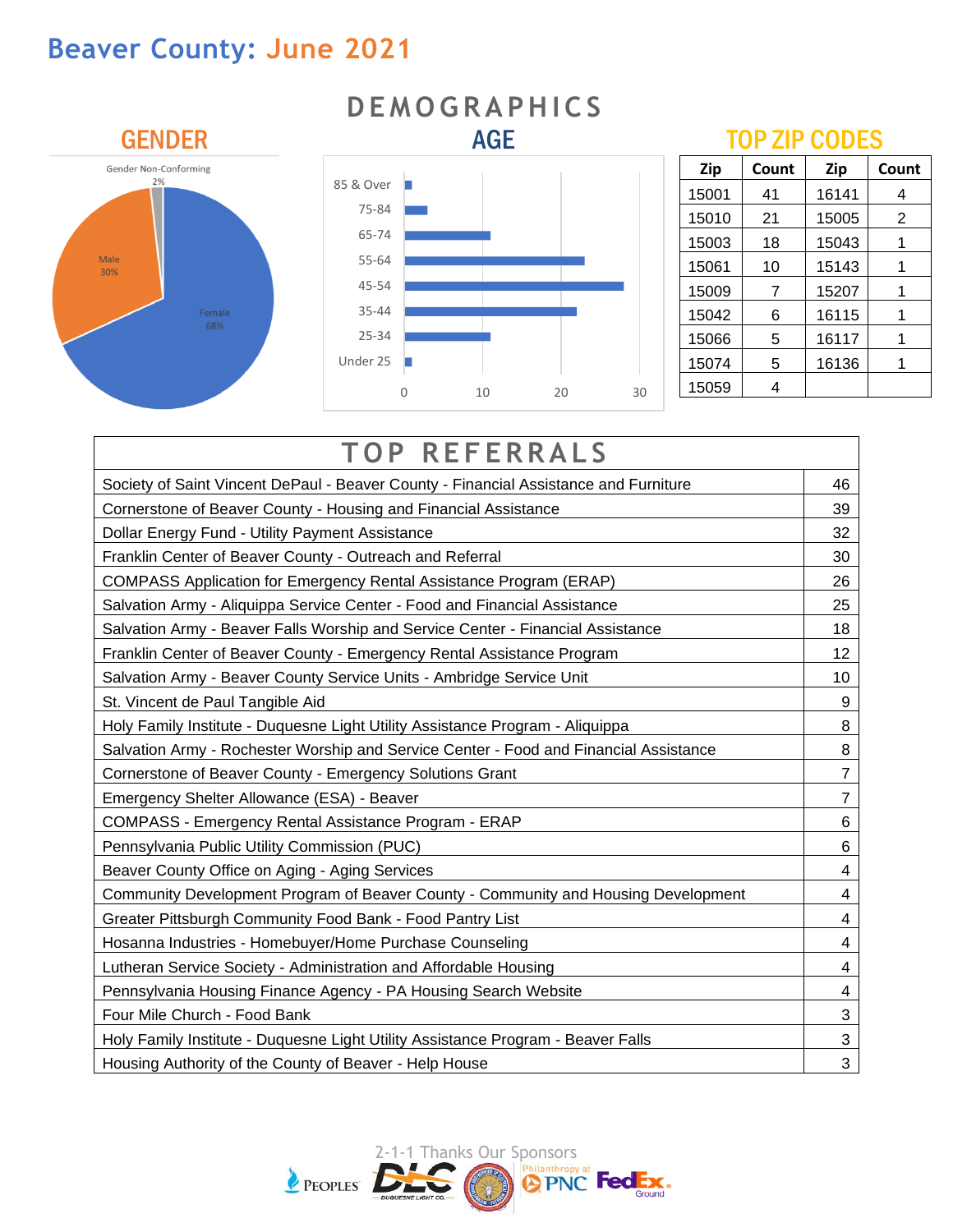# Beaver County: June 2021

## DEMOGRAPHICS

### GENDER

Gender Non-Conforming
2%

Male
30%

Female
68%

### AGE

85 & Over
75-84
65-74
55-64
45-54
35-44
25-34
Under 25

0
10
20
30

### TOP ZIP CODES

| Zip | Count | Zip | Count |
|---|---|---|---|
| 15001 | 41 | 16141 | 4 |
| 15010 | 21 | 15005 | 2 |
| 15003 | 18 | 15043 | 1 |
| 15061 | 10 | 15143 | 1 |
| 15009 | 7 | 15207 | 1 |
| 15042 | 6 | 16115 | 1 |
| 15066 | 5 | 16117 | 1 |
| 15074 | 5 | 16136 | 1 |
| 15059 | 4 | | |

## TOP REFERRALS

| | |
|---|---|
| Society of Saint Vincent DePaul - Beaver County - Financial Assistance and Furniture | 46 |
| Cornerstone of Beaver County - Housing and Financial Assistance | 39 |
| Dollar Energy Fund - Utility Payment Assistance | 32 |
| Franklin Center of Beaver County - Outreach and Referral | 30 |
| COMPASS Application for Emergency Rental Assistance Program (ERAP) | 26 |
| Salvation Army - Aliquippa Service Center - Food and Financial Assistance | 25 |
| Salvation Army - Beaver Falls Worship and Service Center - Financial Assistance | 18 |
| Franklin Center of Beaver County - Emergency Rental Assistance Program | 12 |
| Salvation Army - Beaver County Service Units - Ambridge Service Unit | 10 |
| St. Vincent de Paul Tangible Aid | 9 |
| Holy Family Institute - Duquesne Light Utility Assistance Program - Aliquippa | 8 |
| Salvation Army - Rochester Worship and Service Center - Food and Financial Assistance | 8 |
| Cornerstone of Beaver County - Emergency Solutions Grant | 7 |
| Emergency Shelter Allowance (ESA) - Beaver | 7 |
| COMPASS - Emergency Rental Assistance Program - ERAP | 6 |
| Pennsylvania Public Utility Commission (PUC) | 6 |
| Beaver County Office on Aging - Aging Services | 4 |
| Community Development Program of Beaver County - Community and Housing Development | 4 |
| Greater Pittsburgh Community Food Bank - Food Pantry List | 4 |
| Hosanna Industries - Homebuyer/Home Purchase Counseling | 4 |
| Lutheran Service Society - Administration and Affordable Housing | 4 |
| Pennsylvania Housing Finance Agency - PA Housing Search Website | 4 |
| Four Mile Church - Food Bank | 3 |
| Holy Family Institute - Duquesne Light Utility Assistance Program - Beaver Falls | 3 |
| Housing Authority of the County of Beaver - Help House | 3 |

2-1-1 Thanks Our Sponsors